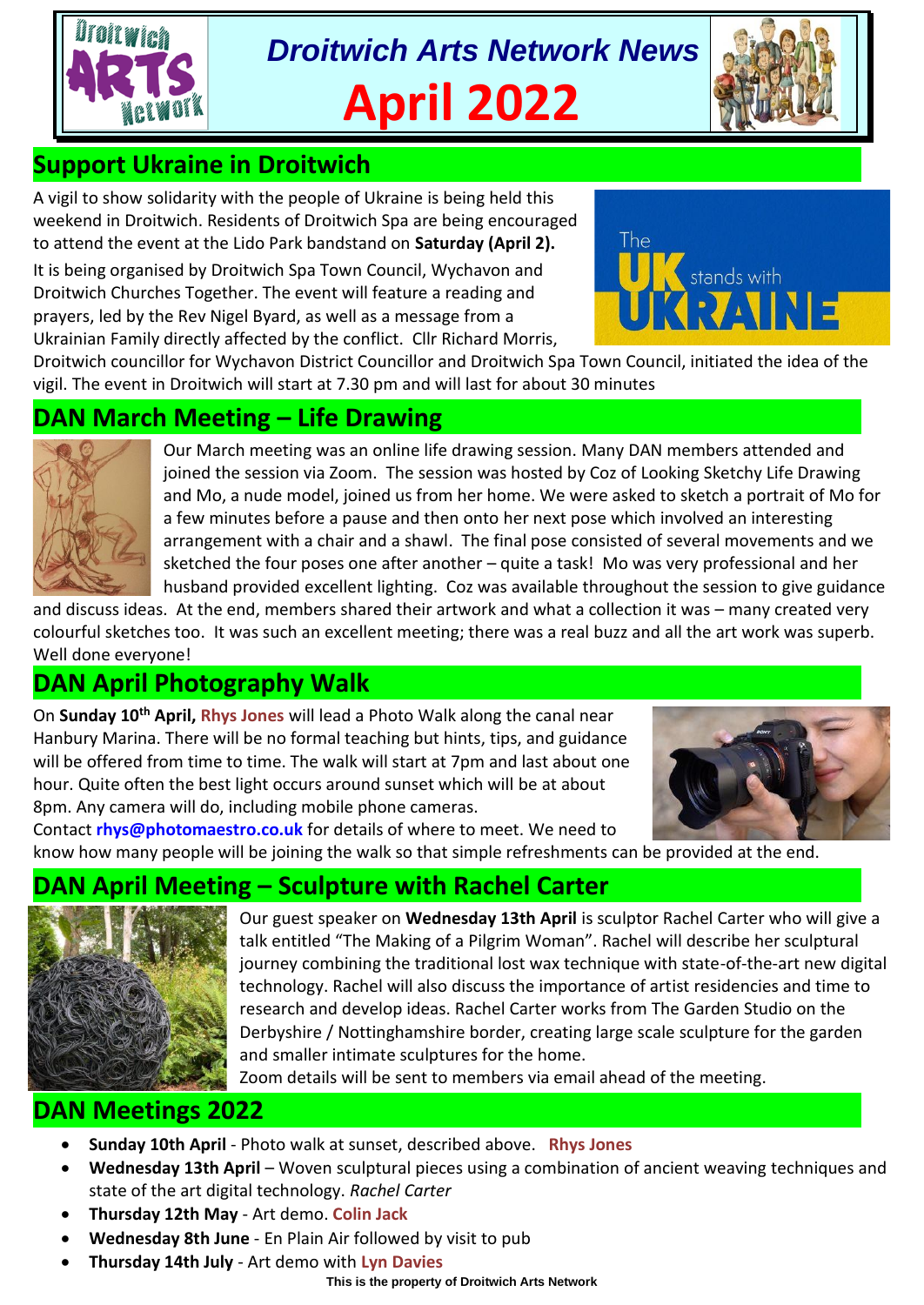# Droitwich Arts Network News

# April 2022

## Support Ukraine in Droitwich

A vigil to show solidarity with the people of Ukraine is being held this weekend in Droitwich. Residents of Droitwich Spa are being encouraged to attend the event at the Lido Park bandstand on **Saturday (April 2).**

It is being organised by Droitwich Spa Town Council, Wychavon and Droitwich Churches Together. The event will feature a reading and prayers, led by the Rev Nigel Byard, as well as a message from a Ukrainian Family directly affected by the conflict. Cllr Richard Morris, Droitwich councillor for Wychavon District Councillor and Droitwich Spa Town Council, initiated the idea of the vigil. The event in Droitwich will start at 7.30 pm and will last for about 30 minutes

## DAN March Meeting – Life Drawing

Our March meeting was an online life drawing session. Many DAN members attended and joined the session via Zoom. The session was hosted by Coz of Looking Sketchy Life Drawing and Mo, a nude model, joined us from her home. We were asked to sketch a portrait of Mo for a few minutes before a pause and then onto her next pose which involved an interesting arrangement with a chair and a shawl. The final pose consisted of several movements and we sketched the four poses one after another – quite a task! Mo was very professional and her husband provided excellent lighting. Coz was available throughout the session to give guidance and discuss ideas. At the end, members shared their artwork and what a collection it was – many created very colourful sketches too. It was such an excellent meeting; there was a real buzz and all the art work was superb. Well done everyone!

## DAN April Photography Walk

On **Sunday 10th April, Rhys Jones** will lead a Photo Walk along the canal near Hanbury Marina. There will be no formal teaching but hints, tips, and guidance will be offered from time to time. The walk will start at 7pm and last about one hour. Quite often the best light occurs around sunset which will be at about 8pm. Any camera will do, including mobile phone cameras.

Contact **rhys@photomaestro.co.uk** for details of where to meet. We need to know how many people will be joining the walk so that simple refreshments can be provided at the end.

## DAN April Meeting – Sculpture with Rachel Carter

Our guest speaker on **Wednesday 13th April** is sculptor Rachel Carter who will give a talk entitled "The Making of a Pilgrim Woman". Rachel will describe her sculptural journey combining the traditional lost wax technique with state-of-the-art new digital technology. Rachel will also discuss the importance of artist residencies and time to research and develop ideas. Rachel Carter works from The Garden Studio on the Derbyshire / Nottinghamshire border, creating large scale sculpture for the garden and smaller intimate sculptures for the home.

Zoom details will be sent to members via email ahead of the meeting.

## DAN Meetings 2022

- **Sunday 10th April** - Photo walk at sunset, described above. **Rhys Jones**
- **Wednesday 13th April** – Woven sculptural pieces using a combination of ancient weaving techniques and state of the art digital technology. *Rachel Carter*
- **Thursday 12th May** - Art demo. **Colin Jack**
- **Wednesday 8th June** - En Plain Air followed by visit to pub
- **Thursday 14th July** - Art demo with **Lyn Davies**

**This is the property of Droitwich Arts Network**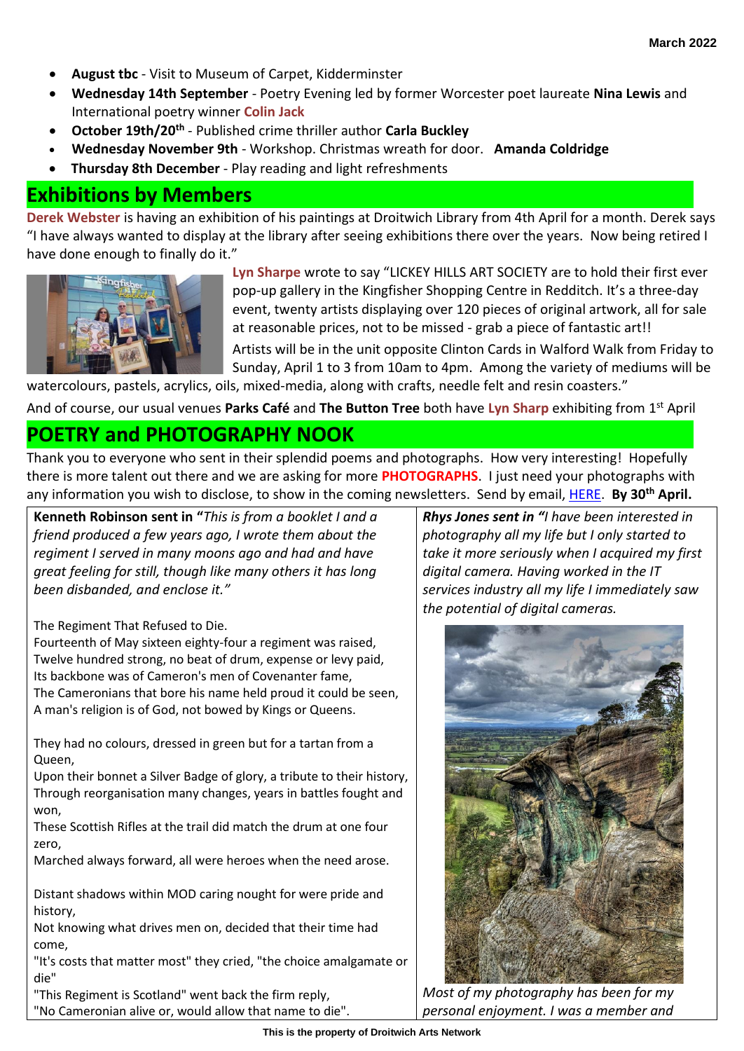- **August tbc** - Visit to Museum of Carpet, Kidderminster
- **Wednesday 14th September** - Poetry Evening led by former Worcester poet laureate **Nina Lewis** and International poetry winner **Colin Jack**
- **October 19th/20th** - Published crime thriller author **Carla Buckley**
- **Wednesday November 9th** - Workshop. Christmas wreath for door. **Amanda Coldridge**
- **Thursday 8th December** - Play reading and light refreshments

## Exhibitions by Members

**Derek Webster** is having an exhibition of his paintings at Droitwich Library from 4th April for a month. Derek says "I have always wanted to display at the library after seeing exhibitions there over the years. Now being retired I have done enough to finally do it."

**Lyn Sharpe** wrote to say "LICKEY HILLS ART SOCIETY are to hold their first ever pop-up gallery in the Kingfisher Shopping Centre in Redditch. It's a three-day event, twenty artists displaying over 120 pieces of original artwork, all for sale at reasonable prices, not to be missed - grab a piece of fantastic art!!

Artists will be in the unit opposite Clinton Cards in Walford Walk from Friday to Sunday, April 1 to 3 from 10am to 4pm. Among the variety of mediums will be watercolours, pastels, acrylics, oils, mixed-media, along with crafts, needle felt and resin coasters."

And of course, our usual venues **Parks Café** and **The Button Tree** both have **Lyn Sharp** exhibiting from 1st April

## POETRY and PHOTOGRAPHY NOOK

Thank you to everyone who sent in their splendid poems and photographs. How very interesting! Hopefully there is more talent out there and we are asking for more **PHOTOGRAPHS**. I just need your photographs with any information you wish to disclose, to show in the coming newsletters. Send by email, HERE. **By 30th April.**

**Kenneth Robinson sent in** *"This is from a booklet I and a friend produced a few years ago, I wrote them about the regiment I served in many moons ago and had and have great feeling for still, though like many others it has long been disbanded, and enclose it."*

The Regiment That Refused to Die.
Fourteenth of May sixteen eighty-four a regiment was raised,
Twelve hundred strong, no beat of drum, expense or levy paid,
Its backbone was of Cameron's men of Covenanter fame,
The Cameronians that bore his name held proud it could be seen,
A man's religion is of God, not bowed by Kings or Queens.

They had no colours, dressed in green but for a tartan from a Queen,
Upon their bonnet a Silver Badge of glory, a tribute to their history,
Through reorganisation many changes, years in battles fought and won,
These Scottish Rifles at the trail did match the drum at one four zero,
Marched always forward, all were heroes when the need arose.

Distant shadows within MOD caring nought for were pride and history,
Not knowing what drives men on, decided that their time had come,
"It's costs that matter most" they cried, "the choice amalgamate or die"
"This Regiment is Scotland" went back the firm reply,
"No Cameronian alive or, would allow that name to die".

***Rhys Jones sent in*** *"I have been interested in photography all my life but I only started to take it more seriously when I acquired my first digital camera. Having worked in the IT services industry all my life I immediately saw the potential of digital cameras.*

*Most of my photography has been for my personal enjoyment. I was a member and*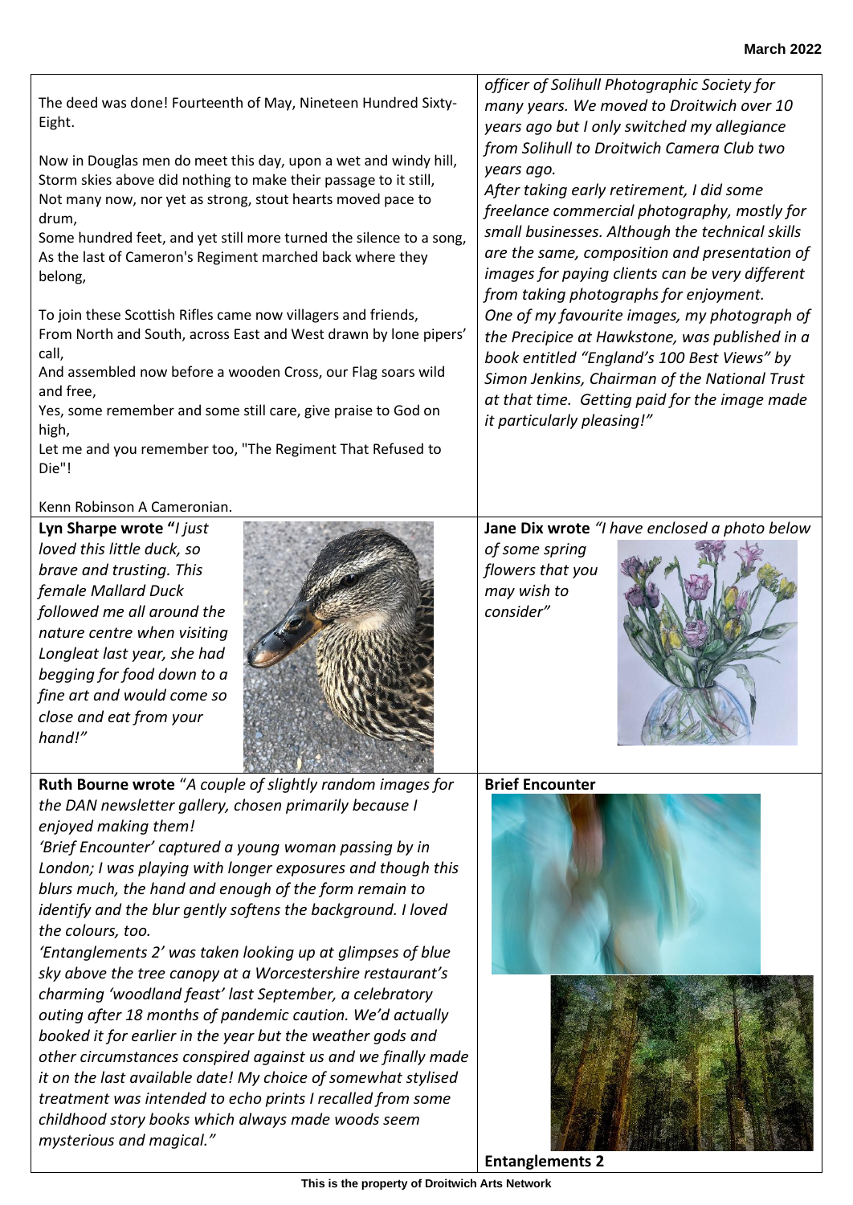The deed was done! Fourteenth of May, Nineteen Hundred Sixty-Eight.

Now in Douglas men do meet this day, upon a wet and windy hill,
Storm skies above did nothing to make their passage to it still,
Not many now, nor yet as strong, stout hearts moved pace to drum,
Some hundred feet, and yet still more turned the silence to a song,
As the last of Cameron's Regiment marched back where they belong,

To join these Scottish Rifles came now villagers and friends,
From North and South, across East and West drawn by lone pipers' call,
And assembled now before a wooden Cross, our Flag soars wild and free,
Yes, some remember and some still care, give praise to God on high,
Let me and you remember too, "The Regiment That Refused to Die"!

Kenn Robinson A Cameronian.

*officer of Solihull Photographic Society for many years. We moved to Droitwich over 10 years ago but I only switched my allegiance from Solihull to Droitwich Camera Club two years ago.*
*After taking early retirement, I did some freelance commercial photography, mostly for small businesses. Although the technical skills are the same, composition and presentation of images for paying clients can be very different from taking photographs for enjoyment.*
*One of my favourite images, my photograph of the Precipice at Hawkstone, was published in a book entitled "England's 100 Best Views" by Simon Jenkins, Chairman of the National Trust at that time. Getting paid for the image made it particularly pleasing!"*

**Lyn Sharpe wrote "***I just loved this little duck, so brave and trusting. This female Mallard Duck followed me all around the nature centre when visiting Longleat last year, she had begging for food down to a fine art and would come so close and eat from your hand!"*

**Jane Dix wrote** *"I have enclosed a photo below of some spring flowers that you may wish to consider"*

**Ruth Bourne wrote** "*A couple of slightly random images for the DAN newsletter gallery, chosen primarily because I enjoyed making them!*
*'Brief Encounter' captured a young woman passing by in London; I was playing with longer exposures and though this blurs much, the hand and enough of the form remain to identify and the blur gently softens the background. I loved the colours, too.*
*'Entanglements 2' was taken looking up at glimpses of blue sky above the tree canopy at a Worcestershire restaurant's charming 'woodland feast' last September, a celebratory outing after 18 months of pandemic caution. We'd actually booked it for earlier in the year but the weather gods and other circumstances conspired against us and we finally made it on the last available date! My choice of somewhat stylised treatment was intended to echo prints I recalled from some childhood story books which always made woods seem mysterious and magical."*

**Brief Encounter**

**Entanglements 2**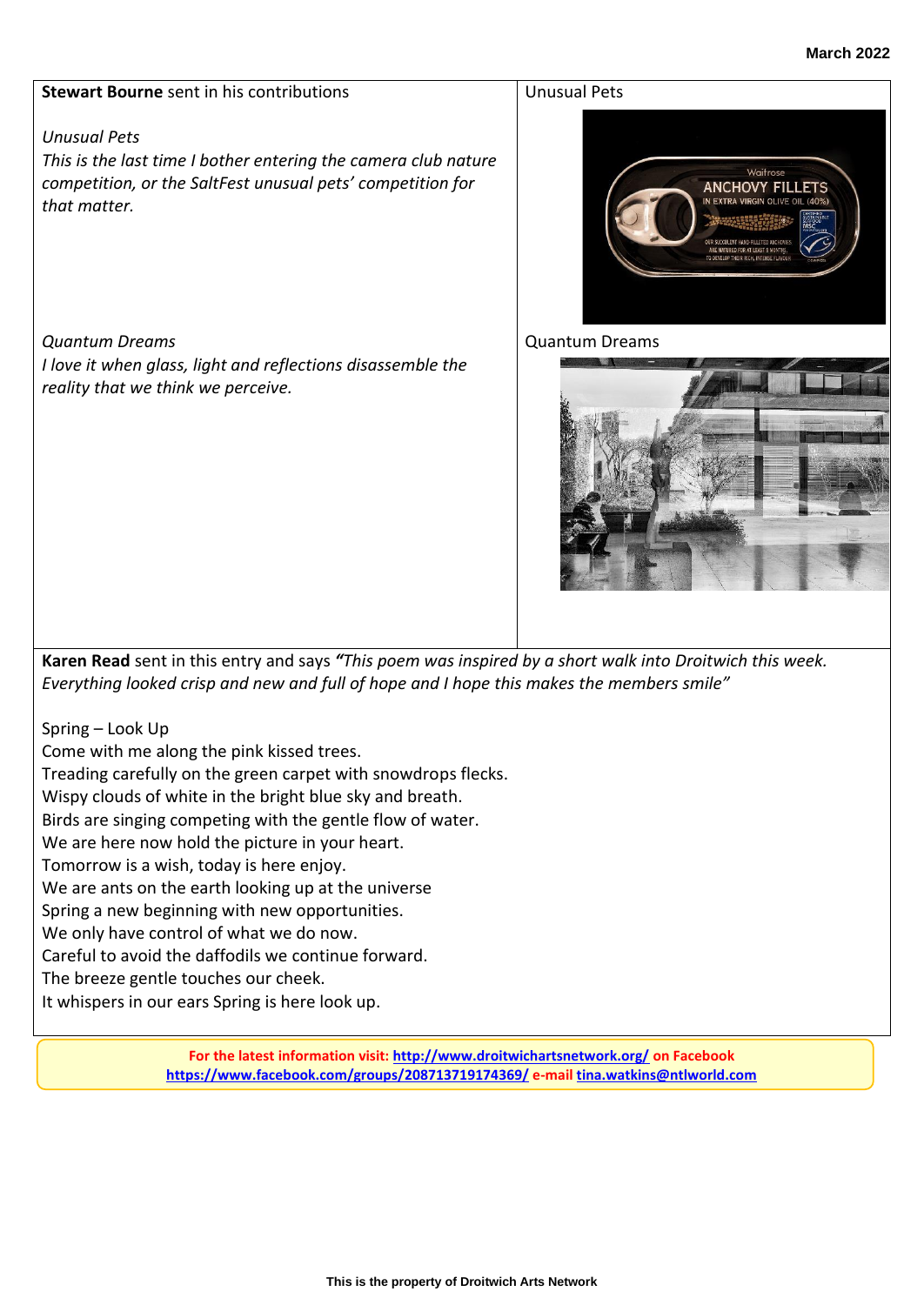**Stewart Bourne** sent in his contributions

*Unusual Pets*
*This is the last time I bother entering the camera club nature competition, or the SaltFest unusual pets' competition for that matter.*

Unusual Pets

*Quantum Dreams*
*I love it when glass, light and reflections disassemble the reality that we think we perceive.*

Quantum Dreams

**Karen Read** sent in this entry and says ***"****This poem was inspired by a short walk into Droitwich this week. Everything looked crisp and new and full of hope and I hope this makes the members smile"*

Spring – Look Up
Come with me along the pink kissed trees.
Treading carefully on the green carpet with snowdrops flecks.
Wispy clouds of white in the bright blue sky and breath.
Birds are singing competing with the gentle flow of water.
We are here now hold the picture in your heart.
Tomorrow is a wish, today is here enjoy.
We are ants on the earth looking up at the universe
Spring a new beginning with new opportunities.
We only have control of what we do now.
Careful to avoid the daffodils we continue forward.
The breeze gentle touches our cheek.
It whispers in our ears Spring is here look up.

**For the latest information visit: [http://www.droitwichartsnetwork.org/](http://www.droitwichartsnetwork.org/) on Facebook [https://www.facebook.com/groups/208713719174369/](https://www.facebook.com/groups/208713719174369/) e-mail [tina.watkins@ntlworld.com](mailto:tina.watkins@ntlworld.com)**